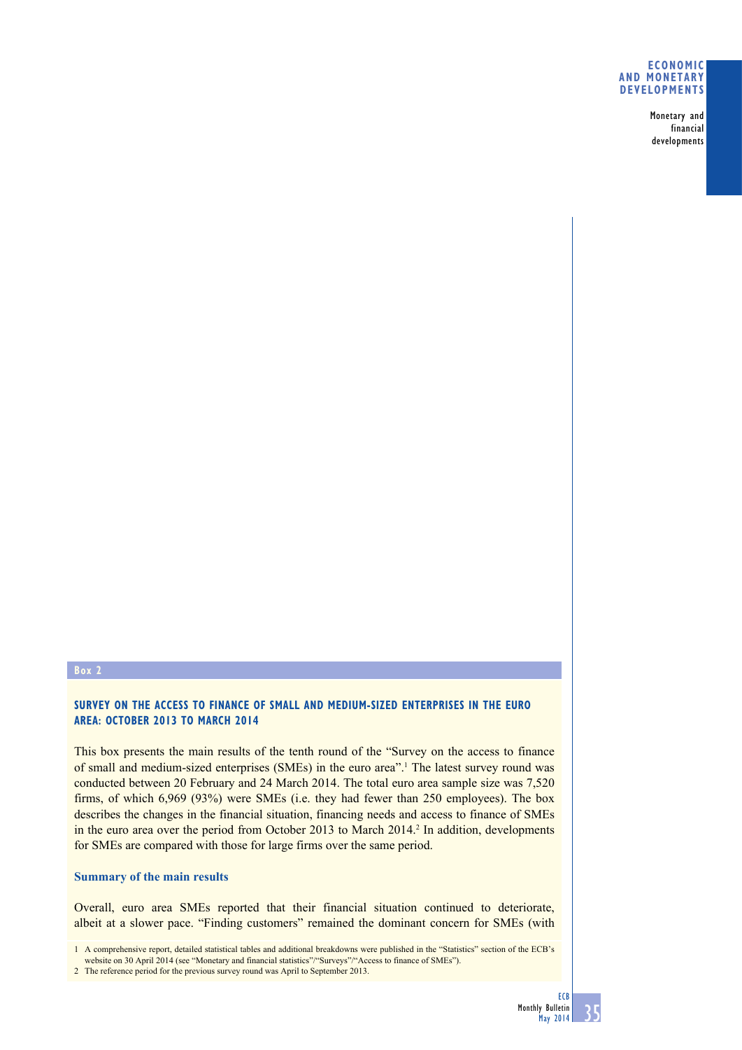Box 2

## SURVEY ON THE ACCESS TO FINANCE OF SMALL AND MEDIUM-SIZED ENTERPRISES IN THE EURO AREA: OCTOBER 2013 TO MARCH 2014

This box presents the main results of the tenth round of the "Survey on the access to finance of small and medium-sized enterprises (SMEs) in the euro area".[1] The latest survey round was conducted between 20 February and 24 March 2014. The total euro area sample size was 7,520 firms, of which 6,969 (93%) were SMEs (i.e. they had fewer than 250 employees). The box describes the changes in the financial situation, financing needs and access to finance of SMEs in the euro area over the period from October 2013 to March 2014.[2] In addition, developments for SMEs are compared with those for large firms over the same period.

### Summary of the main results

Overall, euro area SMEs reported that their financial situation continued to deteriorate, albeit at a slower pace. "Finding customers" remained the dominant concern for SMEs (with

1 A comprehensive report, detailed statistical tables and additional breakdowns were published in the "Statistics" section of the ECB's website on 30 April 2014 (see "Monetary and financial statistics"/"Surveys"/"Access to finance of SMEs").

2 The reference period for the previous survey round was April to September 2013.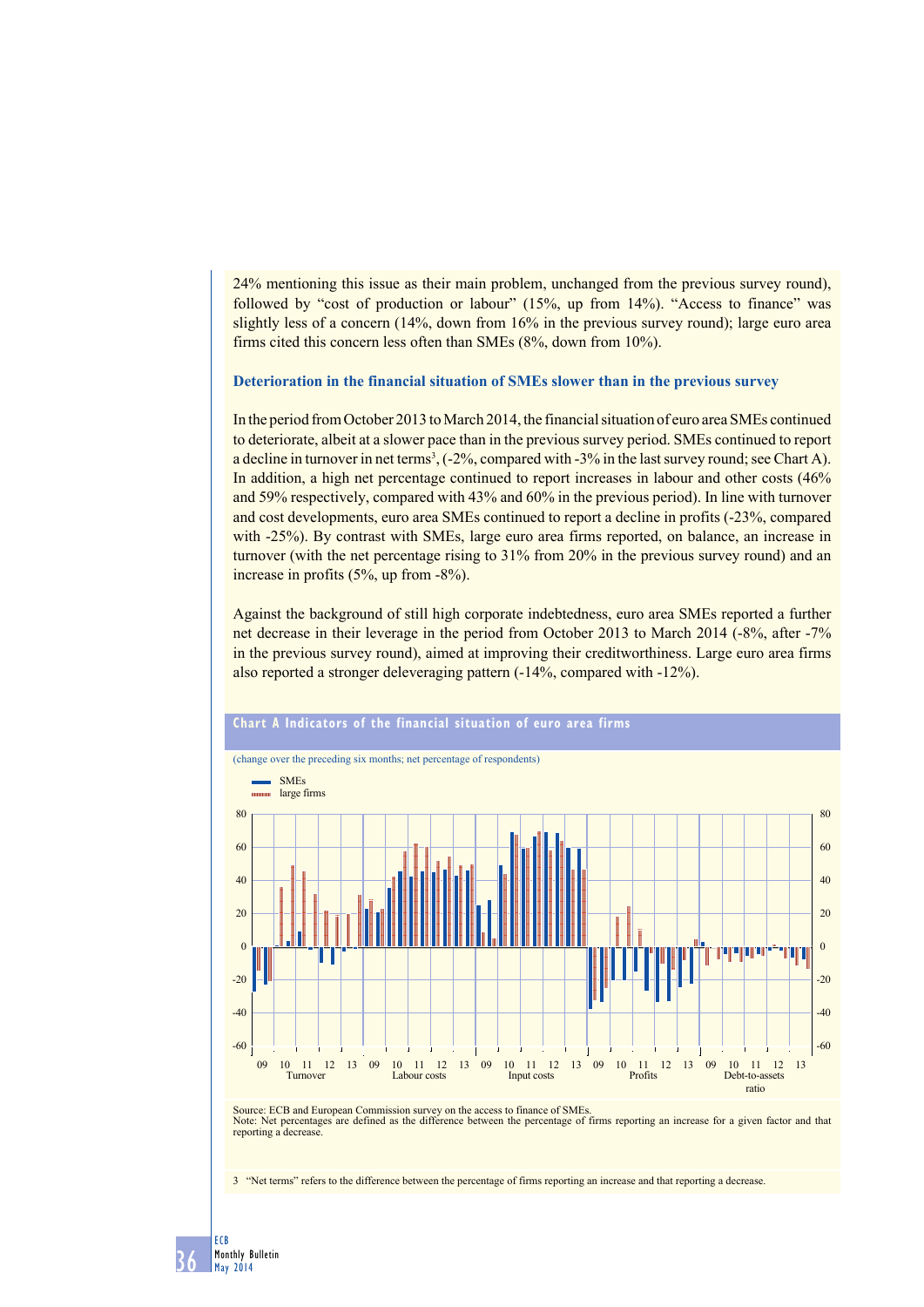24% mentioning this issue as their main problem, unchanged from the previous survey round), followed by "cost of production or labour" (15%, up from 14%). "Access to finance" was slightly less of a concern (14%, down from 16% in the previous survey round); large euro area firms cited this concern less often than SMEs (8%, down from 10%).

### Deterioration in the financial situation of SMEs slower than in the previous survey

In the period from October 2013 to March 2014, the financial situation of euro area SMEs continued to deteriorate, albeit at a slower pace than in the previous survey period. SMEs continued to report a decline in turnover in net terms[3], (-2%, compared with -3% in the last survey round; see Chart A). In addition, a high net percentage continued to report increases in labour and other costs (46% and 59% respectively, compared with 43% and 60% in the previous period). In line with turnover and cost developments, euro area SMEs continued to report a decline in profits (-23%, compared with -25%). By contrast with SMEs, large euro area firms reported, on balance, an increase in turnover (with the net percentage rising to 31% from 20% in the previous survey round) and an increase in profits (5%, up from -8%).

Against the background of still high corporate indebtedness, euro area SMEs reported a further net decrease in their leverage in the period from October 2013 to March 2014 (-8%, after -7% in the previous survey round), aimed at improving their creditworthiness. Large euro area firms also reported a stronger deleveraging pattern (-14%, compared with -12%).

**Chart A Indicators of the financial situation of euro area firms**

(change over the preceding six months; net percentage of respondents)

Source: ECB and European Commission survey on the access to finance of SMEs.
Note: Net percentages are defined as the difference between the percentage of firms reporting an increase for a given factor and that reporting a decrease.

3 "Net terms" refers to the difference between the percentage of firms reporting an increase and that reporting a decrease.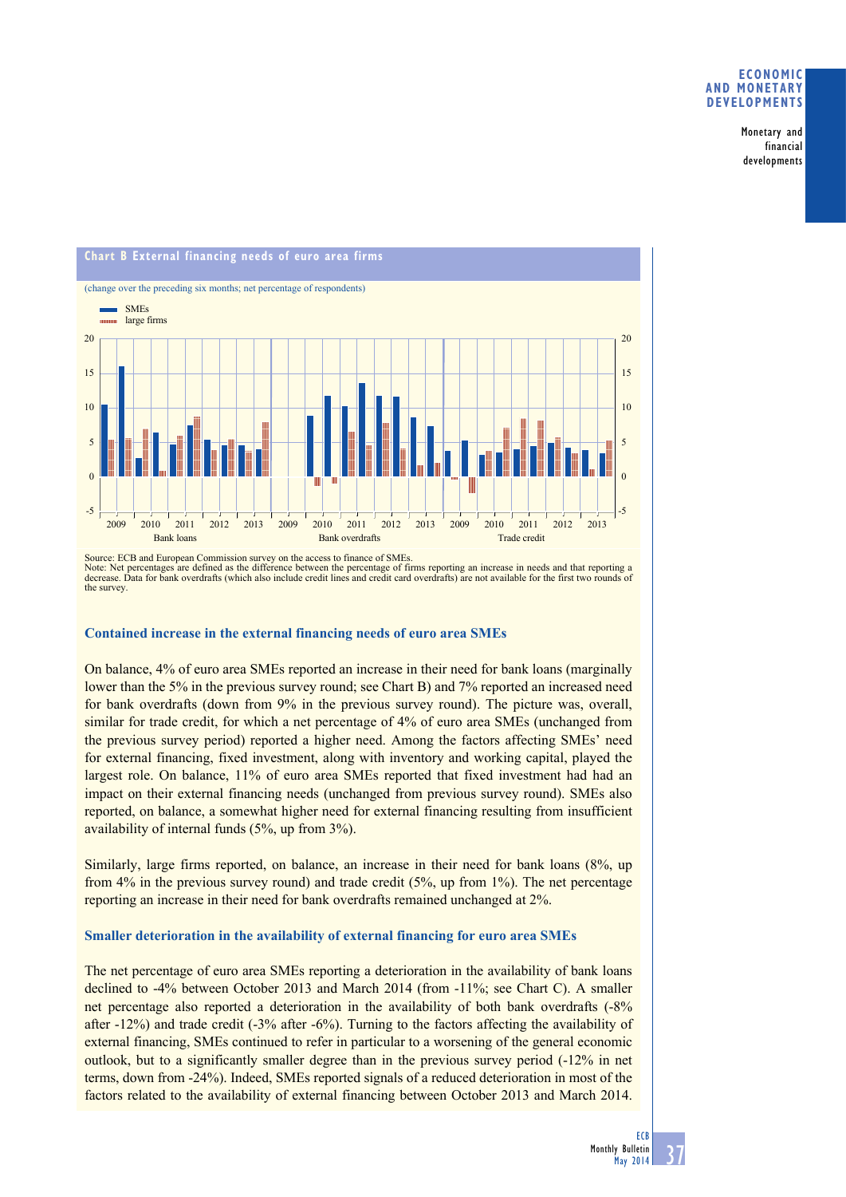**Chart B External financing needs of euro area firms**

(change over the preceding six months; net percentage of respondents)

Source: ECB and European Commission survey on the access to finance of SMEs.
Note: Net percentages are defined as the difference between the percentage of firms reporting an increase in needs and that reporting a decrease. Data for bank overdrafts (which also include credit lines and credit card overdrafts) are not available for the first two rounds of the survey.

### Contained increase in the external financing needs of euro area SMEs

On balance, 4% of euro area SMEs reported an increase in their need for bank loans (marginally lower than the 5% in the previous survey round; see Chart B) and 7% reported an increased need for bank overdrafts (down from 9% in the previous survey round). The picture was, overall, similar for trade credit, for which a net percentage of 4% of euro area SMEs (unchanged from the previous survey period) reported a higher need. Among the factors affecting SMEs' need for external financing, fixed investment, along with inventory and working capital, played the largest role. On balance, 11% of euro area SMEs reported that fixed investment had had an impact on their external financing needs (unchanged from previous survey round). SMEs also reported, on balance, a somewhat higher need for external financing resulting from insufficient availability of internal funds (5%, up from 3%).

Similarly, large firms reported, on balance, an increase in their need for bank loans (8%, up from 4% in the previous survey round) and trade credit (5%, up from 1%). The net percentage reporting an increase in their need for bank overdrafts remained unchanged at 2%.

### Smaller deterioration in the availability of external financing for euro area SMEs

The net percentage of euro area SMEs reporting a deterioration in the availability of bank loans declined to -4% between October 2013 and March 2014 (from -11%; see Chart C). A smaller net percentage also reported a deterioration in the availability of both bank overdrafts (-8% after -12%) and trade credit (-3% after -6%). Turning to the factors affecting the availability of external financing, SMEs continued to refer in particular to a worsening of the general economic outlook, but to a significantly smaller degree than in the previous survey period (-12% in net terms, down from -24%). Indeed, SMEs reported signals of a reduced deterioration in most of the factors related to the availability of external financing between October 2013 and March 2014.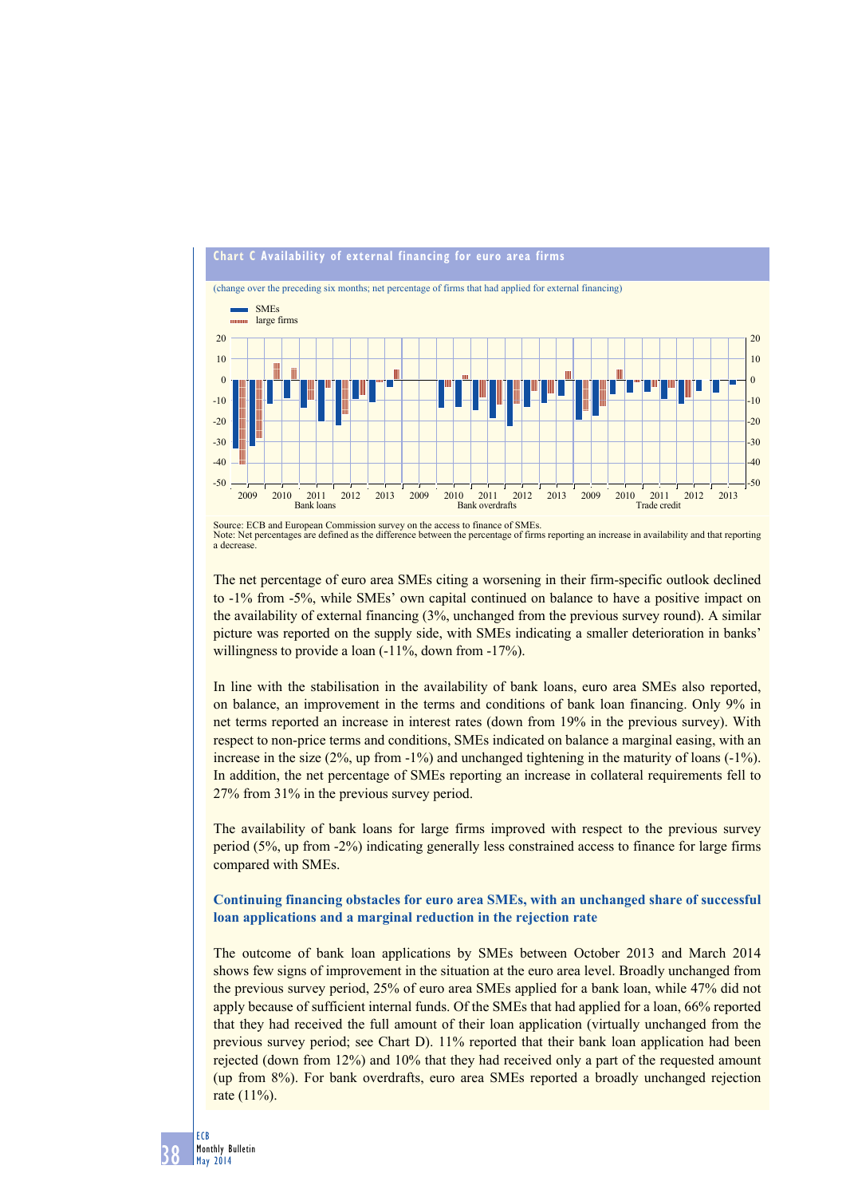**Chart C Availability of external financing for euro area firms**

(change over the preceding six months; net percentage of firms that had applied for external financing)

Source: ECB and European Commission survey on the access to finance of SMEs.
Note: Net percentages are defined as the difference between the percentage of firms reporting an increase in availability and that reporting a decrease.

The net percentage of euro area SMEs citing a worsening in their firm-specific outlook declined to -1% from -5%, while SMEs' own capital continued on balance to have a positive impact on the availability of external financing (3%, unchanged from the previous survey round). A similar picture was reported on the supply side, with SMEs indicating a smaller deterioration in banks' willingness to provide a loan (-11%, down from -17%).

In line with the stabilisation in the availability of bank loans, euro area SMEs also reported, on balance, an improvement in the terms and conditions of bank loan financing. Only 9% in net terms reported an increase in interest rates (down from 19% in the previous survey). With respect to non-price terms and conditions, SMEs indicated on balance a marginal easing, with an increase in the size (2%, up from -1%) and unchanged tightening in the maturity of loans (-1%). In addition, the net percentage of SMEs reporting an increase in collateral requirements fell to 27% from 31% in the previous survey period.

The availability of bank loans for large firms improved with respect to the previous survey period (5%, up from -2%) indicating generally less constrained access to finance for large firms compared with SMEs.

**Continuing financing obstacles for euro area SMEs, with an unchanged share of successful loan applications and a marginal reduction in the rejection rate**

The outcome of bank loan applications by SMEs between October 2013 and March 2014 shows few signs of improvement in the situation at the euro area level. Broadly unchanged from the previous survey period, 25% of euro area SMEs applied for a bank loan, while 47% did not apply because of sufficient internal funds. Of the SMEs that had applied for a loan, 66% reported that they had received the full amount of their loan application (virtually unchanged from the previous survey period; see Chart D). 11% reported that their bank loan application had been rejected (down from 12%) and 10% that they had received only a part of the requested amount (up from 8%). For bank overdrafts, euro area SMEs reported a broadly unchanged rejection rate (11%).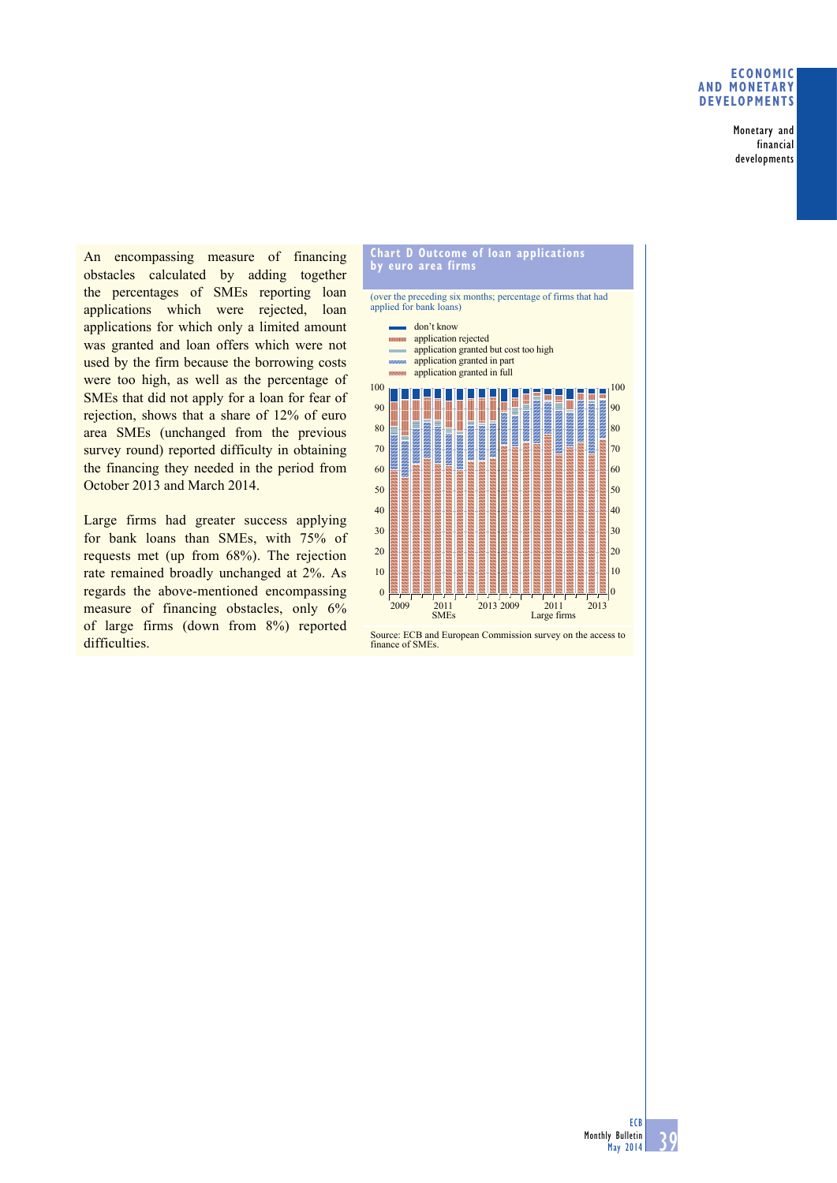An encompassing measure of financing obstacles calculated by adding together the percentages of SMEs reporting loan applications which were rejected, loan applications for which only a limited amount was granted and loan offers which were not used by the firm because the borrowing costs were too high, as well as the percentage of SMEs that did not apply for a loan for fear of rejection, shows that a share of 12% of euro area SMEs (unchanged from the previous survey round) reported difficulty in obtaining the financing they needed in the period from October 2013 and March 2014.

Large firms had greater success applying for bank loans than SMEs, with 75% of requests met (up from 68%). The rejection rate remained broadly unchanged at 2%. As regards the above-mentioned encompassing measure of financing obstacles, only 6% of large firms (down from 8%) reported difficulties.

**Chart D Outcome of loan applications by euro area firms**

(over the preceding six months; percentage of firms that had applied for bank loans)

don't know
application rejected
application granted but cost too high
application granted in part
application granted in full

100
90
80
70
60
50
40
30
20
10
0

2009 2011 2013 2009 2011 2013
SMEs Large firms

Source: ECB and European Commission survey on the access to finance of SMEs.